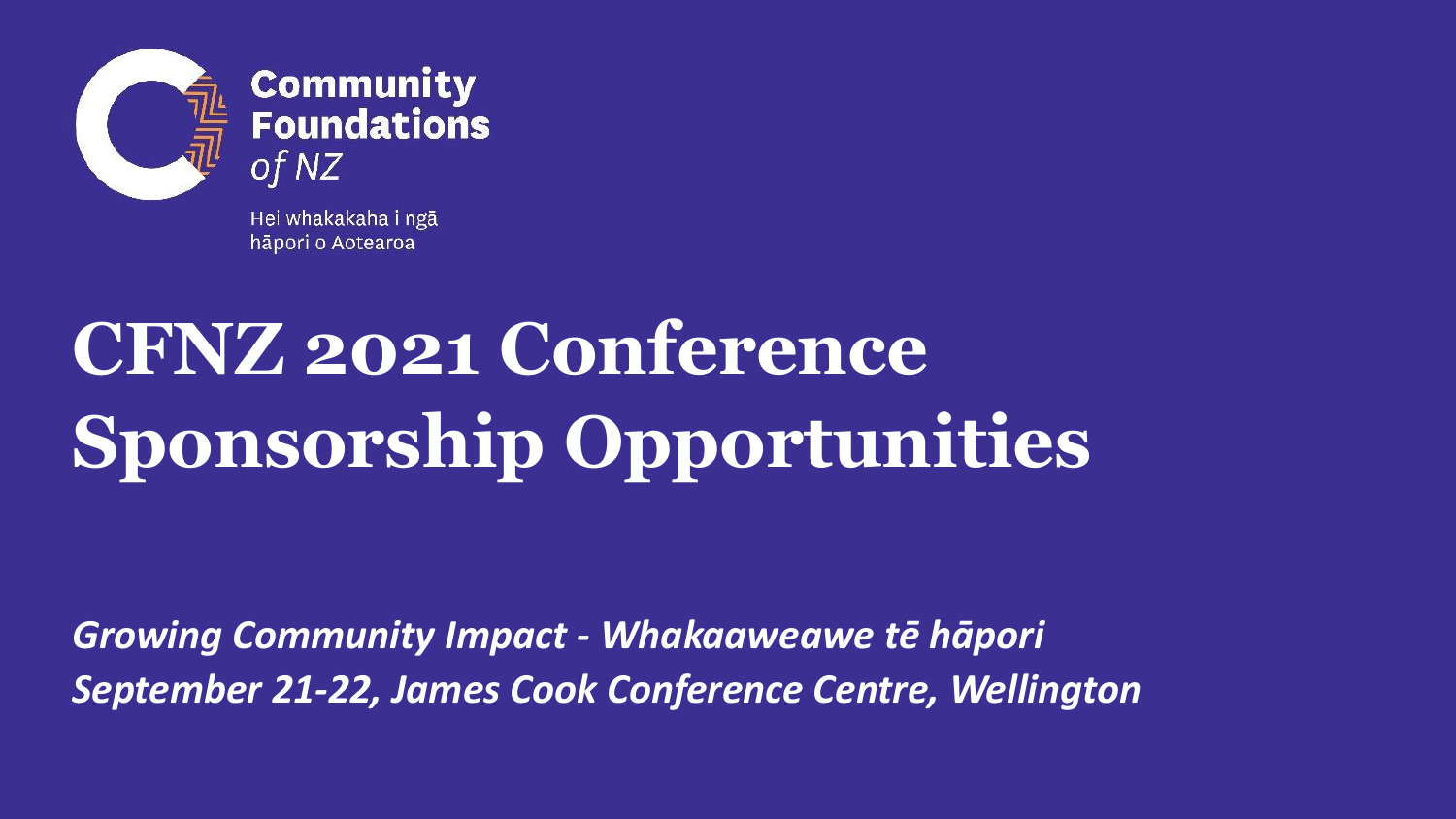**Community Foundations** *of NZ*

Hei whakakaha i ngā hāpori o Aotearoa

# CFNZ 2021 Conference Sponsorship Opportunities

***Growing Community Impact - Whakaaweawe tē hāpori***
***September 21-22, James Cook Conference Centre, Wellington***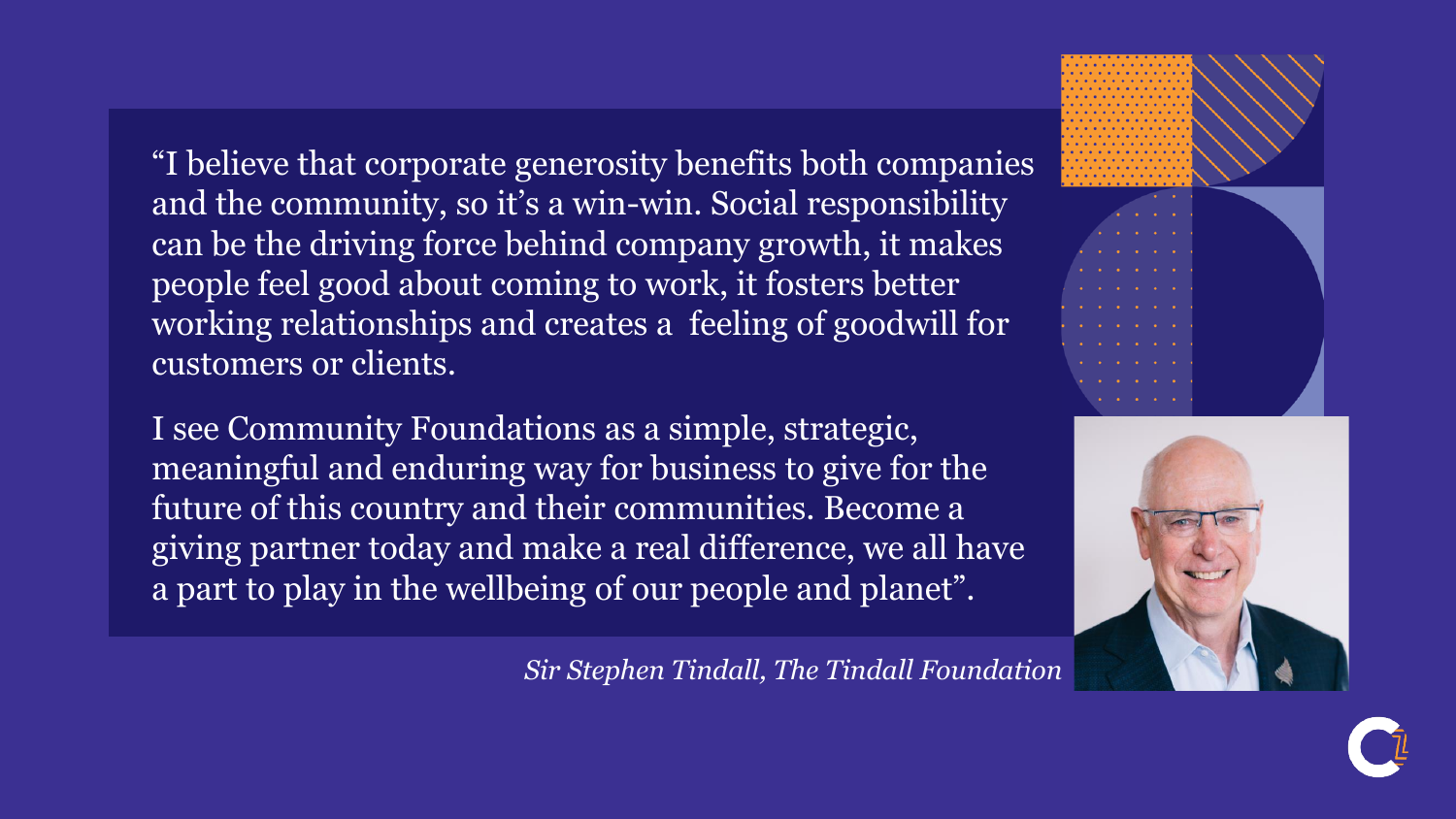"I believe that corporate generosity benefits both companies and the community, so it's a win-win. Social responsibility can be the driving force behind company growth, it makes people feel good about coming to work, it fosters better working relationships and creates a feeling of goodwill for customers or clients.

I see Community Foundations as a simple, strategic, meaningful and enduring way for business to give for the future of this country and their communities. Become a giving partner today and make a real difference, we all have a part to play in the wellbeing of our people and planet".

*Sir Stephen Tindall, The Tindall Foundation*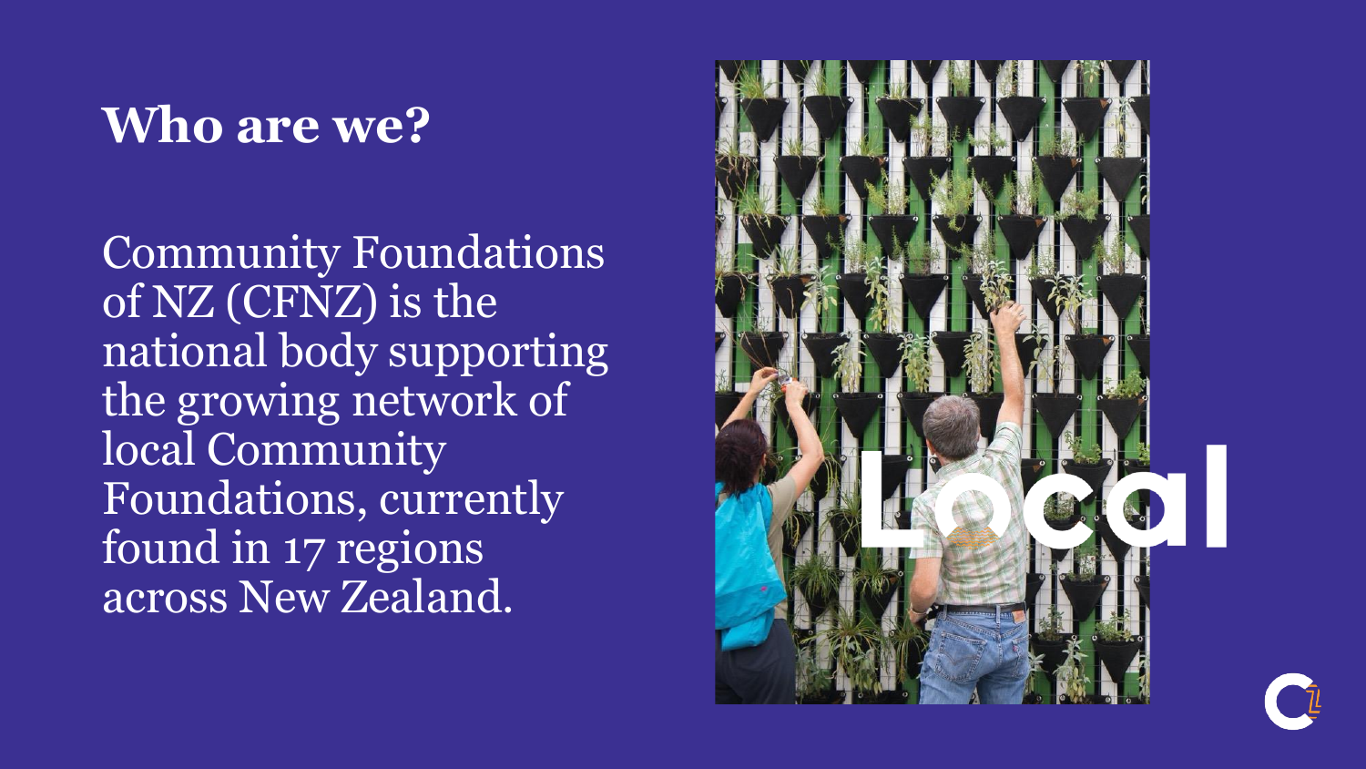## Who are we?

Community Foundations of NZ (CFNZ) is the national body supporting the growing network of local Community Foundations, currently found in 17 regions across New Zealand.

Local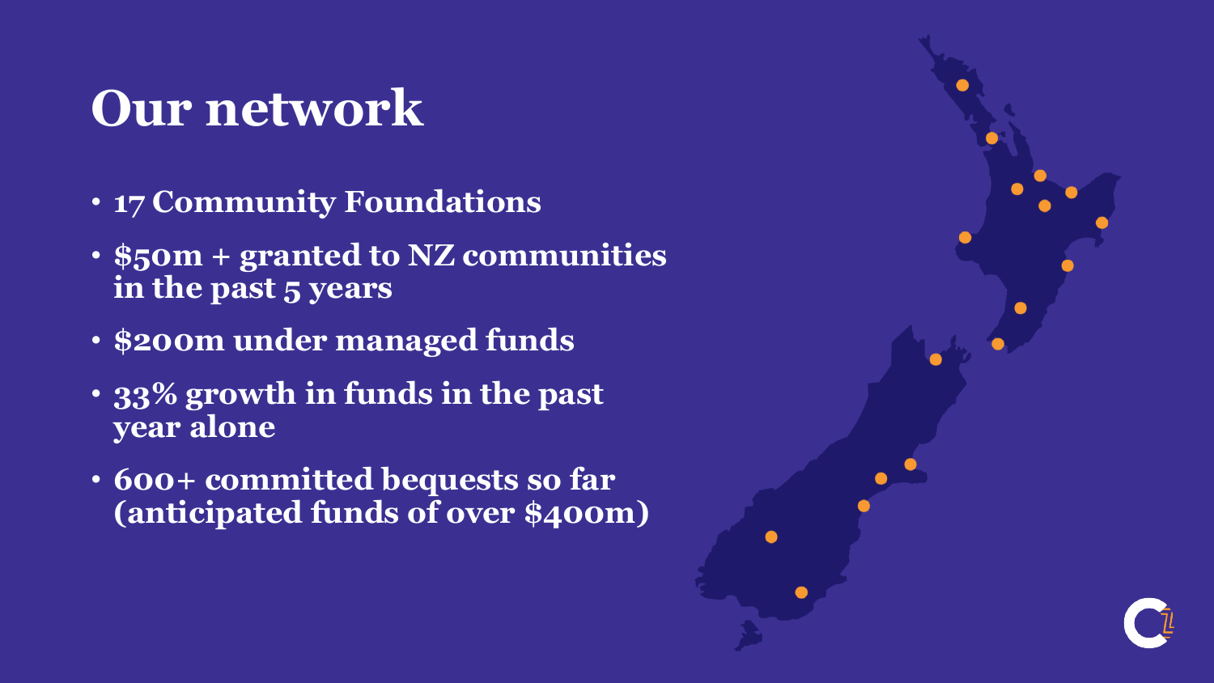# Our network

- **17 Community Foundations**
- **$50m + granted to NZ communities in the past 5 years**
- **$200m under managed funds**
- **33% growth in funds in the past year alone**
- **600+ committed bequests so far (anticipated funds of over $400m)**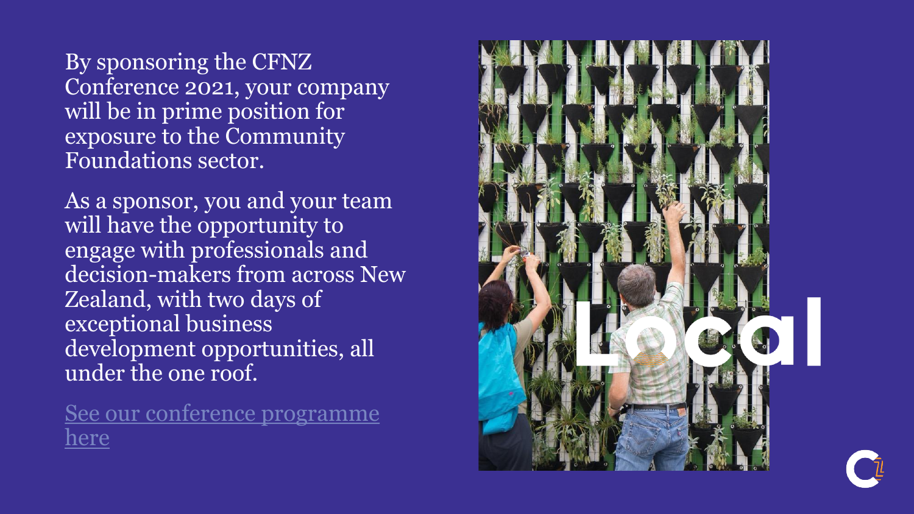By sponsoring the CFNZ Conference 2021, your company will be in prime position for exposure to the Community Foundations sector.

As a sponsor, you and your team will have the opportunity to engage with professionals and decision-makers from across New Zealand, with two days of exceptional business development opportunities, all under the one roof.

See our conference programme here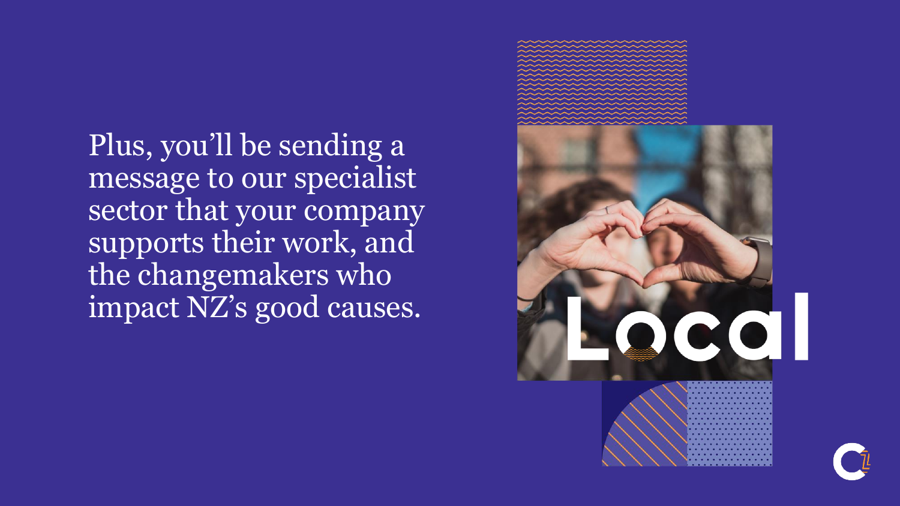Plus, you'll be sending a message to our specialist sector that your company supports their work, and the changemakers who impact NZ's good causes.

Local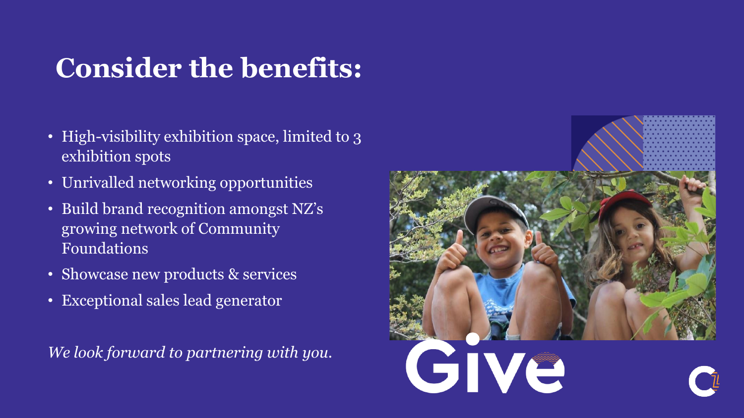# Consider the benefits:

- High-visibility exhibition space, limited to 3 exhibition spots
- Unrivalled networking opportunities
- Build brand recognition amongst NZ's growing network of Community Foundations
- Showcase new products & services
- Exceptional sales lead generator

*We look forward to partnering with you.*

Give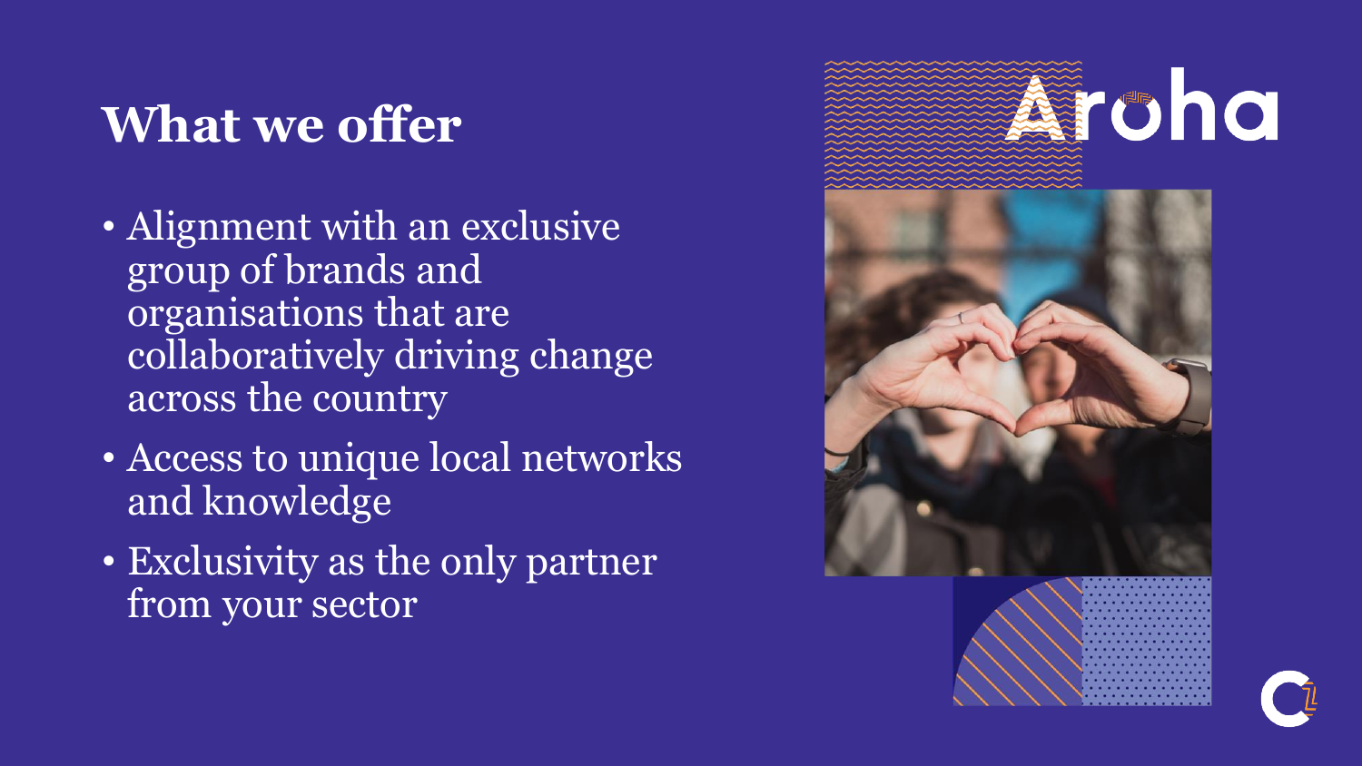# What we offer

- Alignment with an exclusive group of brands and organisations that are collaboratively driving change across the country
- Access to unique local networks and knowledge
- Exclusivity as the only partner from your sector

Aroha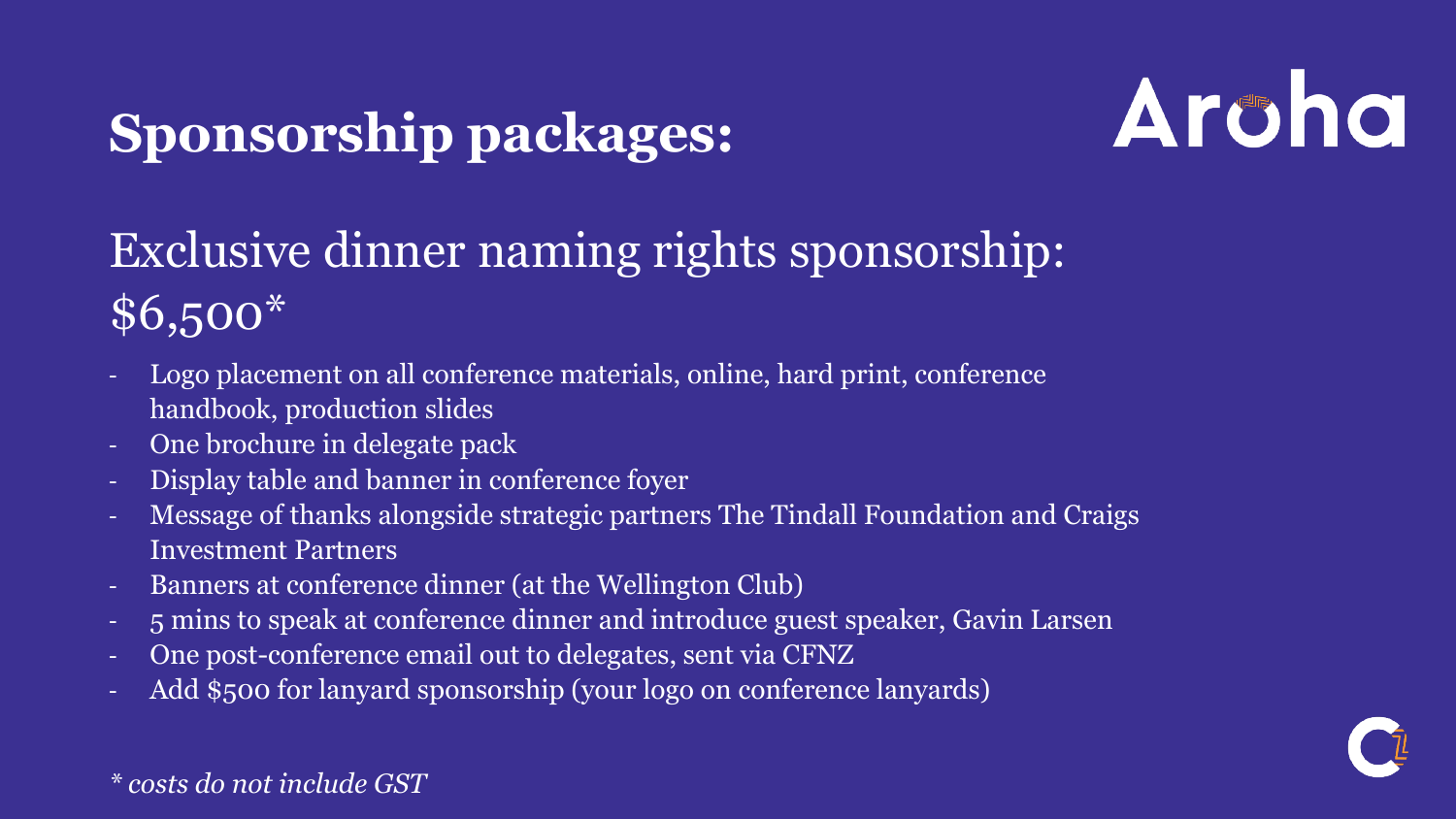# Sponsorship packages:

Aroha

## Exclusive dinner naming rights sponsorship: $6,500*

- Logo placement on all conference materials, online, hard print, conference handbook, production slides
- One brochure in delegate pack
- Display table and banner in conference foyer
- Message of thanks alongside strategic partners The Tindall Foundation and Craigs Investment Partners
- Banners at conference dinner (at the Wellington Club)
- 5 mins to speak at conference dinner and introduce guest speaker, Gavin Larsen
- One post-conference email out to delegates, sent via CFNZ
- Add $500 for lanyard sponsorship (your logo on conference lanyards)

*\* costs do not include GST*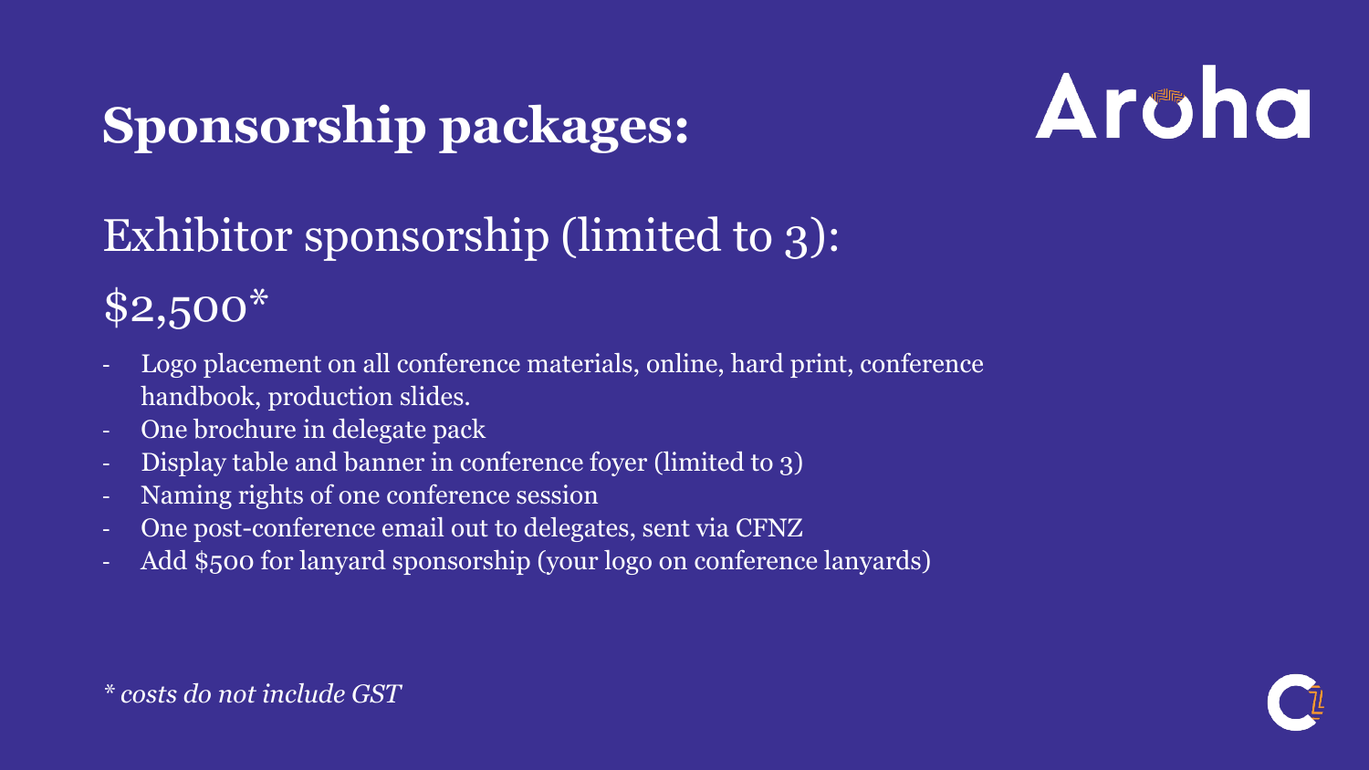# Sponsorship packages:

Aroha

## Exhibitor sponsorship (limited to 3):

## $2,500*

- Logo placement on all conference materials, online, hard print, conference handbook, production slides.
- One brochure in delegate pack
- Display table and banner in conference foyer (limited to 3)
- Naming rights of one conference session
- One post-conference email out to delegates, sent via CFNZ
- Add $500 for lanyard sponsorship (your logo on conference lanyards)

*\* costs do not include GST*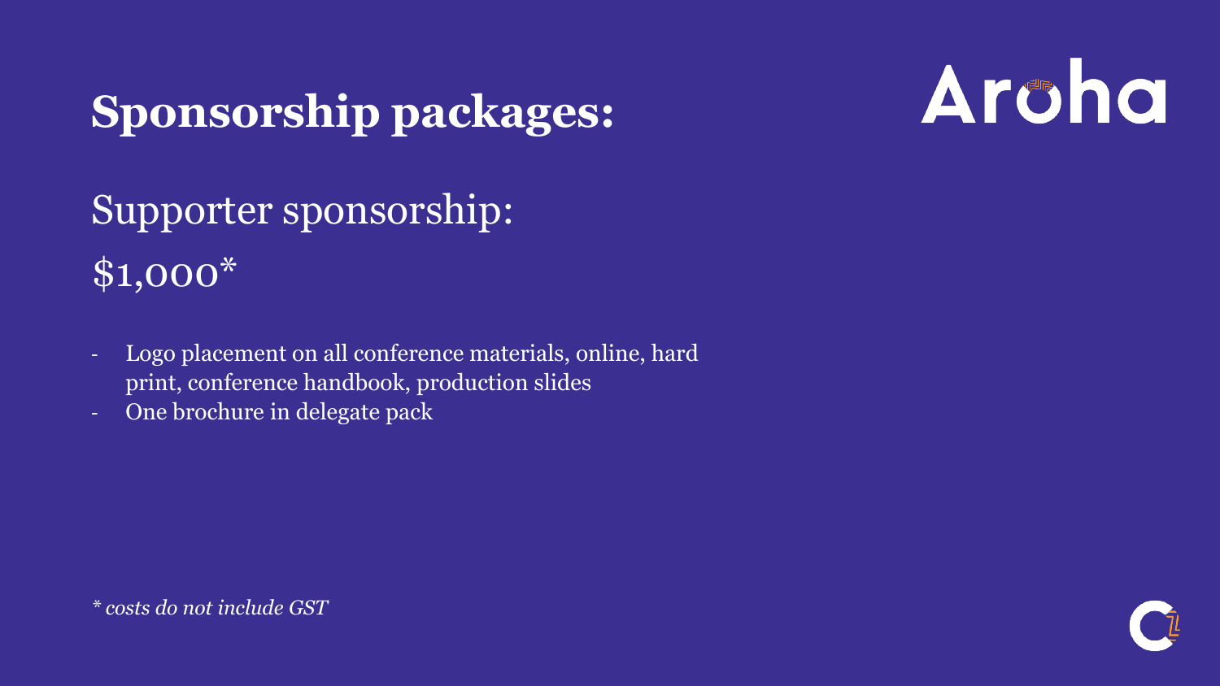# Sponsorship packages:

Aroha

## Supporter sponsorship:

## $1,000*

- Logo placement on all conference materials, online, hard print, conference handbook, production slides
- One brochure in delegate pack

*\* costs do not include GST*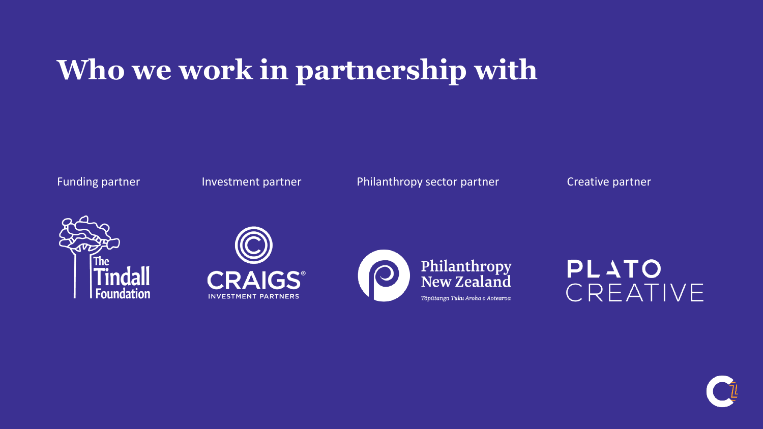# Who we work in partnership with

| Funding partner | Investment partner | Philanthropy sector partner | Creative partner |
| --- | --- | --- | --- |
| The Tindall Foundation | CRAIGS® INVESTMENT PARTNERS | Philanthropy New Zealand *Tōpūtanga Tuku Aroha o Aotearoa* | PLATO CREATIVE |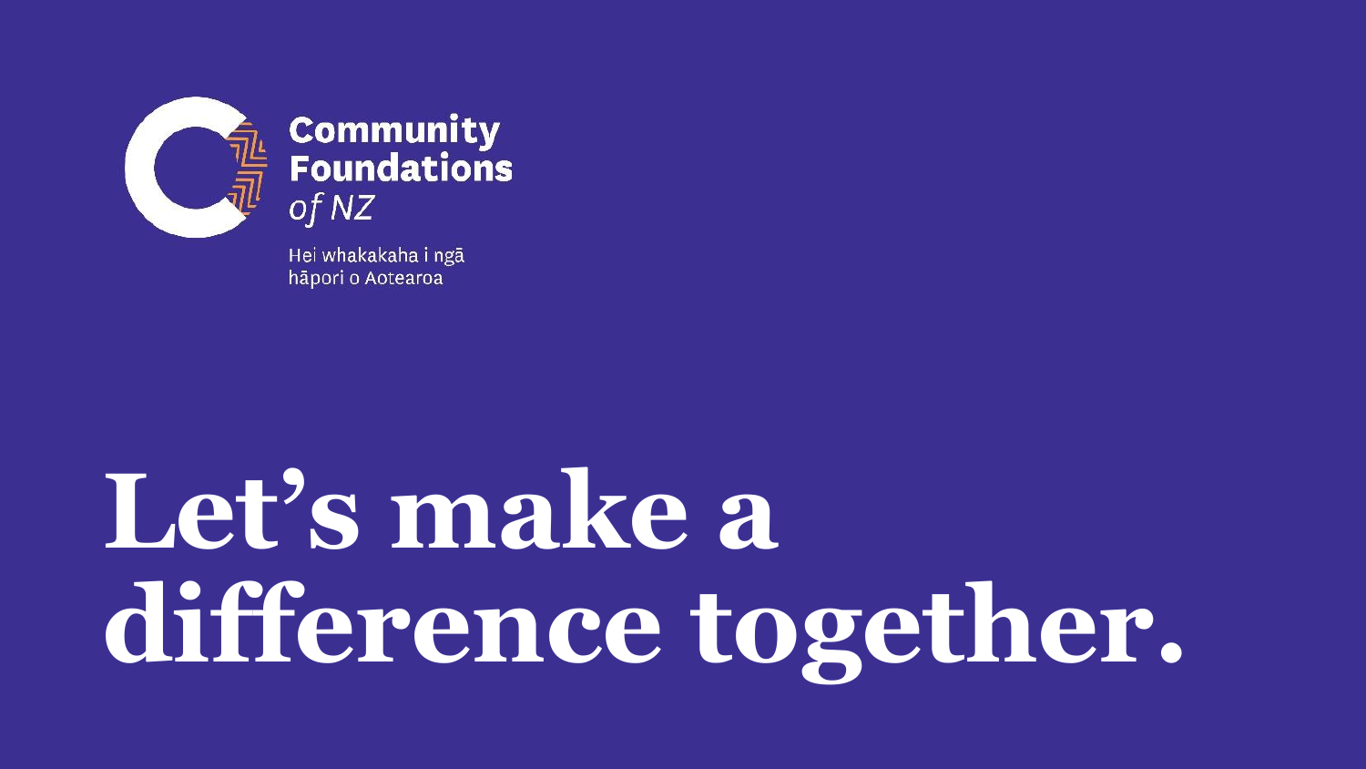Community Foundations of NZ

Hei whakakaha i ngā hāpori o Aotearoa

# Let's make a difference together.